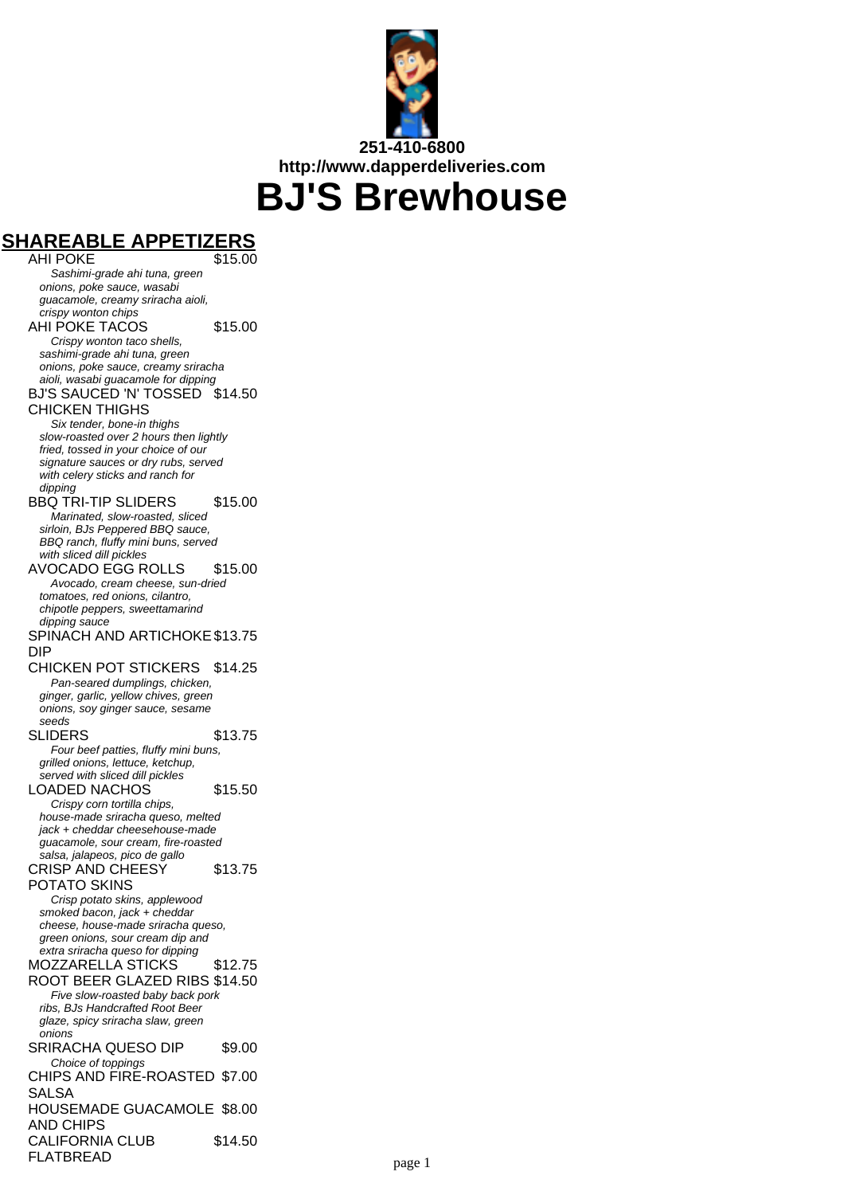251-410-6800
http://www.dapperdeliveries.com

# BJ'S Brewhouse

## SHAREABLE APPETIZERS

**AHI POKE** $15.00
*Sashimi-grade ahi tuna, green onions, poke sauce, wasabi guacamole, creamy sriracha aioli, crispy wonton chips*

**AHI POKE TACOS** $15.00
*Crispy wonton taco shells, sashimi-grade ahi tuna, green onions, poke sauce, creamy sriracha aioli, wasabi guacamole for dipping*

**BJ'S SAUCED 'N' TOSSED CHICKEN THIGHS** $14.50
*Six tender, bone-in thighs slow-roasted over 2 hours then lightly fried, tossed in your choice of our signature sauces or dry rubs, served with celery sticks and ranch for dipping*

**BBQ TRI-TIP SLIDERS** $15.00
*Marinated, slow-roasted, sliced sirloin, BJs Peppered BBQ sauce, BBQ ranch, fluffy mini buns, served with sliced dill pickles*

**AVOCADO EGG ROLLS** $15.00
*Avocado, cream cheese, sun-dried tomatoes, red onions, cilantro, chipotle peppers, sweettamarind dipping sauce*

**SPINACH AND ARTICHOKE DIP** $13.75

**CHICKEN POT STICKERS** $14.25
*Pan-seared dumplings, chicken, ginger, garlic, yellow chives, green onions, soy ginger sauce, sesame seeds*

**SLIDERS** $13.75
*Four beef patties, fluffy mini buns, grilled onions, lettuce, ketchup, served with sliced dill pickles*

**LOADED NACHOS** $15.50
*Crispy corn tortilla chips, house-made sriracha queso, melted jack + cheddar cheesehouse-made guacamole, sour cream, fire-roasted salsa, jalapeos, pico de gallo*

**CRISP AND CHEESY POTATO SKINS** $13.75
*Crisp potato skins, applewood smoked bacon, jack + cheddar cheese, house-made sriracha queso, green onions, sour cream dip and extra sriracha queso for dipping*

**MOZZARELLA STICKS** $12.75

**ROOT BEER GLAZED RIBS** $14.50
*Five slow-roasted baby back pork ribs, BJs Handcrafted Root Beer glaze, spicy sriracha slaw, green onions*

**SRIRACHA QUESO DIP** $9.00
*Choice of toppings*

**CHIPS AND FIRE-ROASTED SALSA** $7.00

**HOUSEMADE GUACAMOLE AND CHIPS** $8.00

**CALIFORNIA CLUB FLATBREAD** $14.50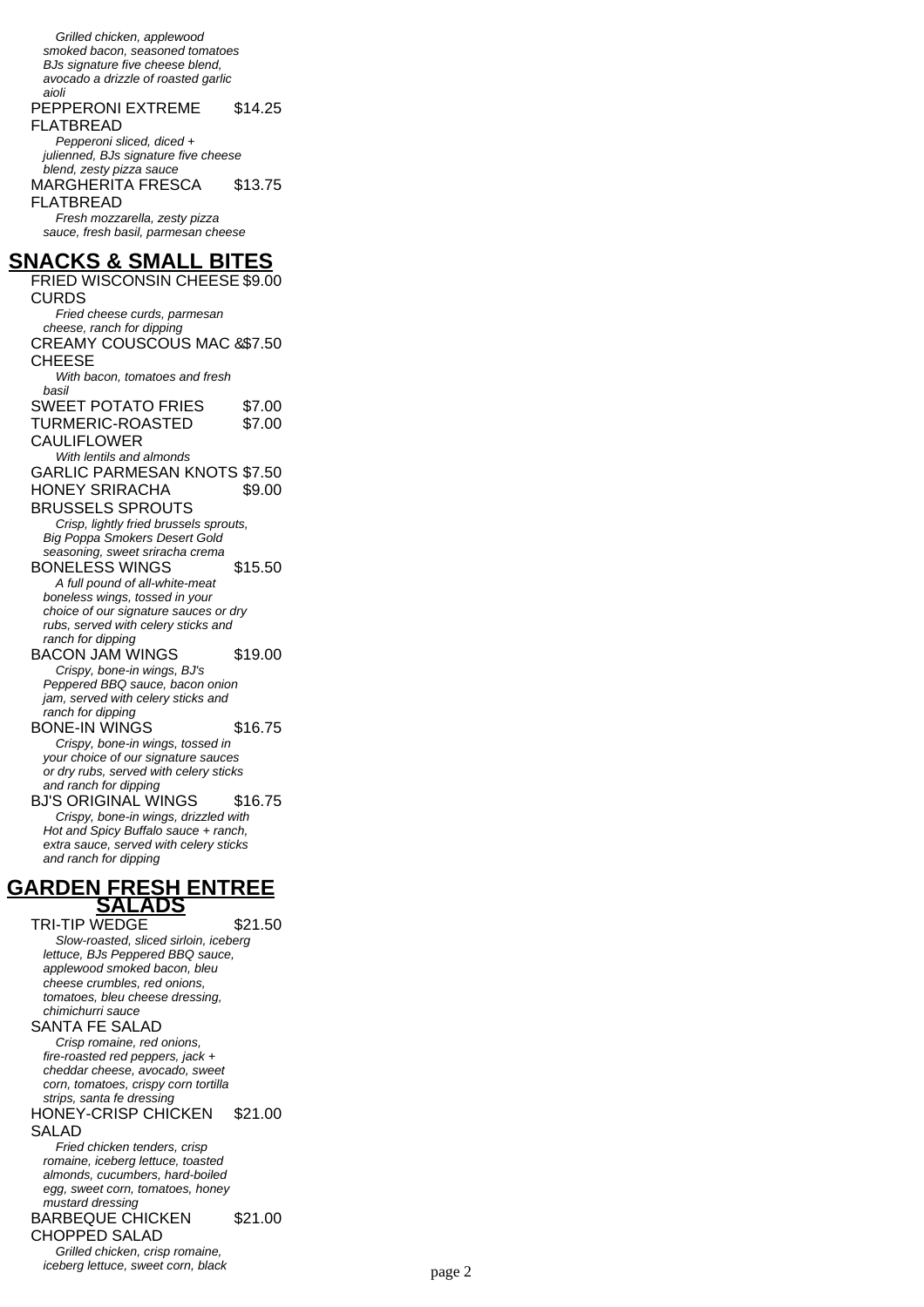*Grilled chicken, applewood smoked bacon, seasoned tomatoes BJs signature five cheese blend, avocado a drizzle of roasted garlic aioli*

PEPPERONI EXTREME FLATBREAD $14.25

*Pepperoni sliced, diced + julienned, BJs signature five cheese blend, zesty pizza sauce*

MARGHERITA FRESCA FLATBREAD $13.75

*Fresh mozzarella, zesty pizza sauce, fresh basil, parmesan cheese*

## SNACKS & SMALL BITES

FRIED WISCONSIN CHEESE CURDS $9.00

*Fried cheese curds, parmesan cheese, ranch for dipping*

CREAMY COUSCOUS MAC & CHEESE $7.50

*With bacon, tomatoes and fresh basil*

SWEET POTATO FRIES $7.00

TURMERIC-ROASTED CAULIFLOWER $7.00

*With lentils and almonds*

GARLIC PARMESAN KNOTS $7.50

HONEY SRIRACHA BRUSSELS SPROUTS $9.00

*Crisp, lightly fried brussels sprouts, Big Poppa Smokers Desert Gold seasoning, sweet sriracha crema*

BONELESS WINGS $15.50

*A full pound of all-white-meat boneless wings, tossed in your choice of our signature sauces or dry rubs, served with celery sticks and ranch for dipping*

BACON JAM WINGS $19.00

*Crispy, bone-in wings, BJ's Peppered BBQ sauce, bacon onion jam, served with celery sticks and ranch for dipping*

BONE-IN WINGS $16.75

*Crispy, bone-in wings, tossed in your choice of our signature sauces or dry rubs, served with celery sticks and ranch for dipping*

BJ'S ORIGINAL WINGS $16.75

*Crispy, bone-in wings, drizzled with Hot and Spicy Buffalo sauce + ranch, extra sauce, served with celery sticks and ranch for dipping*

## GARDEN FRESH ENTREE SALADS

TRI-TIP WEDGE $21.50

*Slow-roasted, sliced sirloin, iceberg lettuce, BJs Peppered BBQ sauce, applewood smoked bacon, bleu cheese crumbles, red onions, tomatoes, bleu cheese dressing, chimichurri sauce*

SANTA FE SALAD

*Crisp romaine, red onions, fire-roasted red peppers, jack + cheddar cheese, avocado, sweet corn, tomatoes, crispy corn tortilla strips, santa fe dressing*

HONEY-CRISP CHICKEN SALAD $21.00

*Fried chicken tenders, crisp romaine, iceberg lettuce, toasted almonds, cucumbers, hard-boiled egg, sweet corn, tomatoes, honey mustard dressing*

BARBEQUE CHICKEN CHOPPED SALAD $21.00

*Grilled chicken, crisp romaine, iceberg lettuce, sweet corn, black*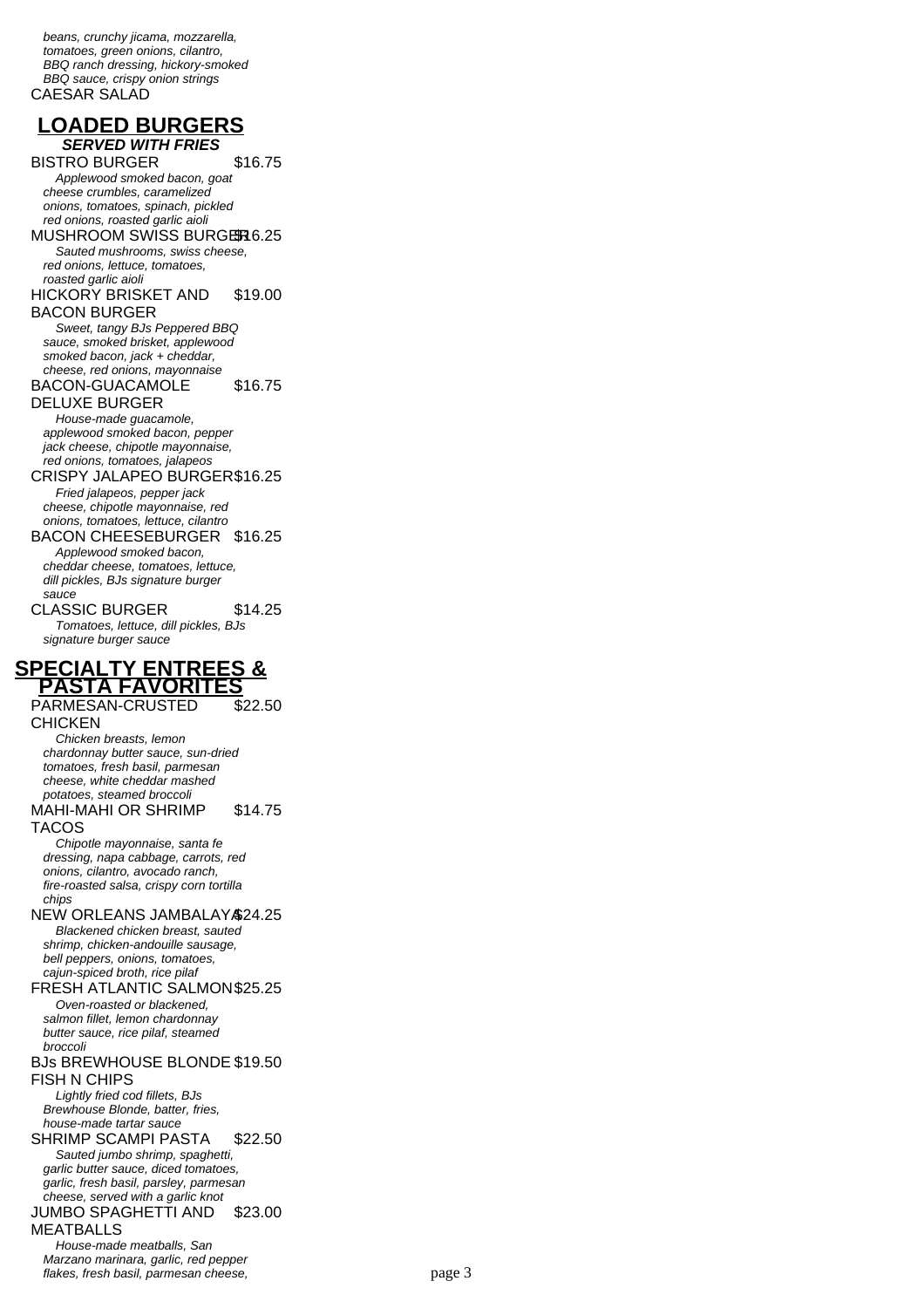*beans, crunchy jicama, mozzarella, tomatoes, green onions, cilantro, BBQ ranch dressing, hickory-smoked BBQ sauce, crispy onion strings*

CAESAR SALAD

## LOADED BURGERS

***SERVED WITH FRIES***

BISTRO BURGER $16.75

*Applewood smoked bacon, goat cheese crumbles, caramelized onions, tomatoes, spinach, pickled red onions, roasted garlic aioli*

MUSHROOM SWISS BURGER $16.25

*Sauted mushrooms, swiss cheese, red onions, lettuce, tomatoes, roasted garlic aioli*

HICKORY BRISKET AND BACON BURGER $19.00

*Sweet, tangy BJs Peppered BBQ sauce, smoked brisket, applewood smoked bacon, jack + cheddar, cheese, red onions, mayonnaise*

BACON-GUACAMOLE DELUXE BURGER $16.75

*House-made guacamole, applewood smoked bacon, pepper jack cheese, chipotle mayonnaise, red onions, tomatoes, jalapeos*

CRISPY JALAPEO BURGER $16.25

*Fried jalapeos, pepper jack cheese, chipotle mayonnaise, red onions, tomatoes, lettuce, cilantro*

BACON CHEESEBURGER $16.25

*Applewood smoked bacon, cheddar cheese, tomatoes, lettuce, dill pickles, BJs signature burger sauce*

CLASSIC BURGER $14.25

*Tomatoes, lettuce, dill pickles, BJs signature burger sauce*

## SPECIALTY ENTREES & PASTA FAVORITES

PARMESAN-CRUSTED CHICKEN $22.50

*Chicken breasts, lemon chardonnay butter sauce, sun-dried tomatoes, fresh basil, parmesan cheese, white cheddar mashed potatoes, steamed broccoli*

MAHI-MAHI OR SHRIMP TACOS $14.75

*Chipotle mayonnaise, santa fe dressing, napa cabbage, carrots, red onions, cilantro, avocado ranch, fire-roasted salsa, crispy corn tortilla chips*

NEW ORLEANS JAMBALAYA $24.25

*Blackened chicken breast, sauted shrimp, chicken-andouille sausage, bell peppers, onions, tomatoes, cajun-spiced broth, rice pilaf*

FRESH ATLANTIC SALMON $25.25

*Oven-roasted or blackened, salmon fillet, lemon chardonnay butter sauce, rice pilaf, steamed broccoli*

BJs BREWHOUSE BLONDE FISH N CHIPS $19.50

*Lightly fried cod fillets, BJs Brewhouse Blonde, batter, fries, house-made tartar sauce*

SHRIMP SCAMPI PASTA $22.50

*Sauted jumbo shrimp, spaghetti, garlic butter sauce, diced tomatoes, garlic, fresh basil, parsley, parmesan cheese, served with a garlic knot*

JUMBO SPAGHETTI AND MEATBALLS $23.00

*House-made meatballs, San Marzano marinara, garlic, red pepper flakes, fresh basil, parmesan cheese,*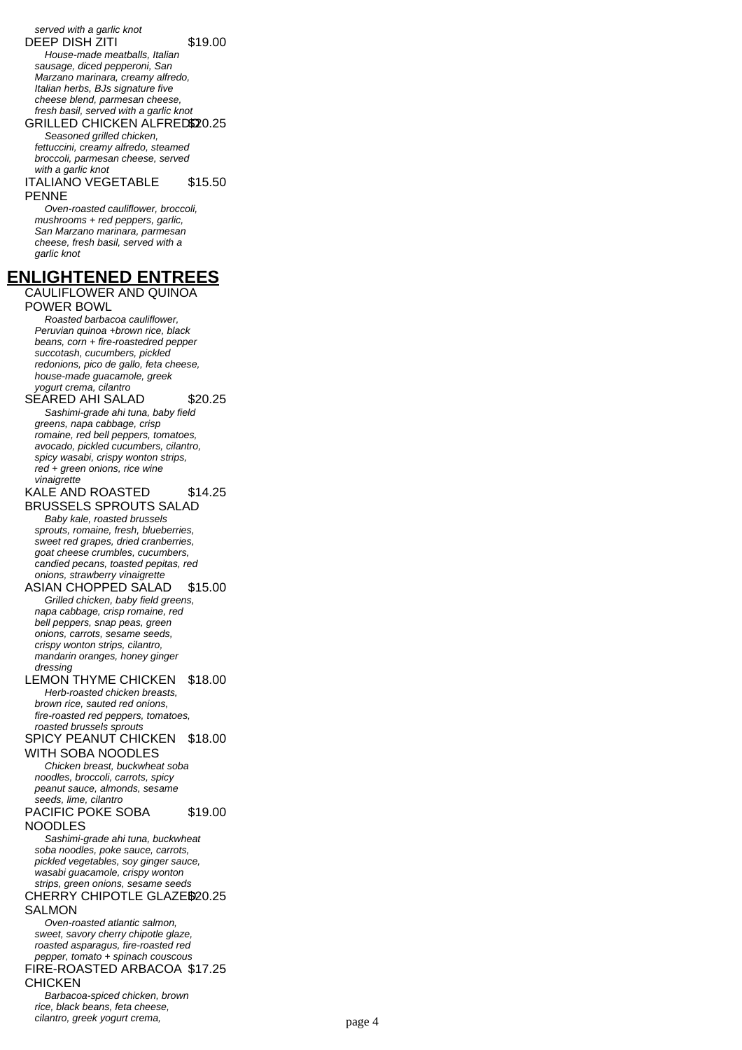*served with a garlic knot*

DEEP DISH ZITI $19.00

*House-made meatballs, Italian sausage, diced pepperoni, San Marzano marinara, creamy alfredo, Italian herbs, BJs signature five cheese blend, parmesan cheese, fresh basil, served with a garlic knot*

GRILLED CHICKEN ALFREDO $20.25

*Seasoned grilled chicken, fettuccini, creamy alfredo, steamed broccoli, parmesan cheese, served with a garlic knot*

ITALIANO VEGETABLE PENNE $15.50

*Oven-roasted cauliflower, broccoli, mushrooms + red peppers, garlic, San Marzano marinara, parmesan cheese, fresh basil, served with a garlic knot*

## ENLIGHTENED ENTREES

CAULIFLOWER AND QUINOA POWER BOWL

*Roasted barbacoa cauliflower, Peruvian quinoa +brown rice, black beans, corn + fire-roastedred pepper succotash, cucumbers, pickled redonions, pico de gallo, feta cheese, house-made guacamole, greek yogurt crema, cilantro*

SEARED AHI SALAD $20.25

*Sashimi-grade ahi tuna, baby field greens, napa cabbage, crisp romaine, red bell peppers, tomatoes, avocado, pickled cucumbers, cilantro, spicy wasabi, crispy wonton strips, red + green onions, rice wine vinaigrette*

KALE AND ROASTED BRUSSELS SPROUTS SALAD $14.25

*Baby kale, roasted brussels sprouts, romaine, fresh, blueberries, sweet red grapes, dried cranberries, goat cheese crumbles, cucumbers, candied pecans, toasted pepitas, red onions, strawberry vinaigrette*

ASIAN CHOPPED SALAD $15.00

*Grilled chicken, baby field greens, napa cabbage, crisp romaine, red bell peppers, snap peas, green onions, carrots, sesame seeds, crispy wonton strips, cilantro, mandarin oranges, honey ginger dressing*

LEMON THYME CHICKEN $18.00

*Herb-roasted chicken breasts, brown rice, sauted red onions, fire-roasted red peppers, tomatoes, roasted brussels sprouts*

SPICY PEANUT CHICKEN WITH SOBA NOODLES $18.00

*Chicken breast, buckwheat soba noodles, broccoli, carrots, spicy peanut sauce, almonds, sesame seeds, lime, cilantro*

PACIFIC POKE SOBA NOODLES $19.00

*Sashimi-grade ahi tuna, buckwheat soba noodles, poke sauce, carrots, pickled vegetables, soy ginger sauce, wasabi guacamole, crispy wonton strips, green onions, sesame seeds*

CHERRY CHIPOTLE GLAZED SALMON $20.25

*Oven-roasted atlantic salmon, sweet, savory cherry chipotle glaze, roasted asparagus, fire-roasted red pepper, tomato + spinach couscous*

FIRE-ROASTED ARBACOA CHICKEN $17.25

*Barbacoa-spiced chicken, brown rice, black beans, feta cheese, cilantro, greek yogurt crema,*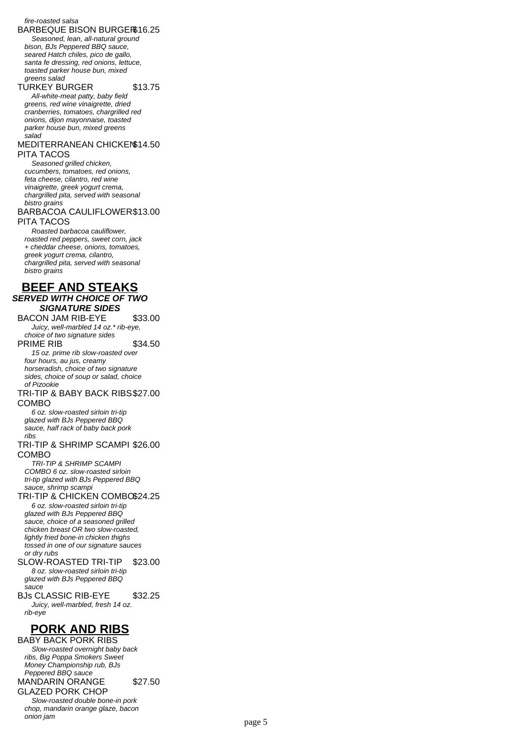*fire-roasted salsa*

BARBEQUE BISON BURGER $16.25

*Seasoned, lean, all-natural ground bison, BJs Peppered BBQ sauce, seared Hatch chiles, pico de gallo, santa fe dressing, red onions, lettuce, toasted parker house bun, mixed greens salad*

TURKEY BURGER $13.75

*All-white-meat patty, baby field greens, red wine vinaigrette, dried cranberries, tomatoes, chargrilled red onions, dijon mayonnaise, toasted parker house bun, mixed greens salad*

MEDITERRANEAN CHICKEN PITA TACOS $14.50

*Seasoned grilled chicken, cucumbers, tomatoes, red onions, feta cheese, cilantro, red wine vinaigrette, greek yogurt crema, chargrilled pita, served with seasonal bistro grains*

BARBACOA CAULIFLOWER PITA TACOS $13.00

*Roasted barbacoa cauliflower, roasted red peppers, sweet corn, jack + cheddar cheese, onions, tomatoes, greek yogurt crema, cilantro, chargrilled pita, served with seasonal bistro grains*

## BEEF AND STEAKS

***SERVED WITH CHOICE OF TWO SIGNATURE SIDES***

BACON JAM RIB-EYE $33.00

*Juicy, well-marbled 14 oz.* rib-eye, choice of two signature sides*

PRIME RIB $34.50

*15 oz. prime rib slow-roasted over four hours, au jus, creamy horseradish, choice of two signature sides, choice of soup or salad, choice of Pizookie*

TRI-TIP & BABY BACK RIBS COMBO $27.00

*6 oz. slow-roasted sirloin tri-tip glazed with BJs Peppered BBQ sauce, half rack of baby back pork ribs*

TRI-TIP & SHRIMP SCAMPI COMBO $26.00

*TRI-TIP & SHRIMP SCAMPI COMBO 6 oz. slow-roasted sirloin tri-tip glazed with BJs Peppered BBQ sauce, shrimp scampi*

TRI-TIP & CHICKEN COMBO $24.25

*6 oz. slow-roasted sirloin tri-tip glazed with BJs Peppered BBQ sauce, choice of a seasoned grilled chicken breast OR two slow-roasted, lightly fried bone-in chicken thighs tossed in one of our signature sauces or dry rubs*

SLOW-ROASTED TRI-TIP $23.00

*8 oz. slow-roasted sirloin tri-tip glazed with BJs Peppered BBQ sauce*

BJs CLASSIC RIB-EYE $32.25

*Juicy, well-marbled, fresh 14 oz. rib-eye*

## PORK AND RIBS

BABY BACK PORK RIBS

*Slow-roasted overnight baby back ribs, Big Poppa Smokers Sweet Money Championship rub, BJs Peppered BBQ sauce*

MANDARIN ORANGE GLAZED PORK CHOP $27.50

*Slow-roasted double bone-in pork chop, mandarin orange glaze, bacon onion jam*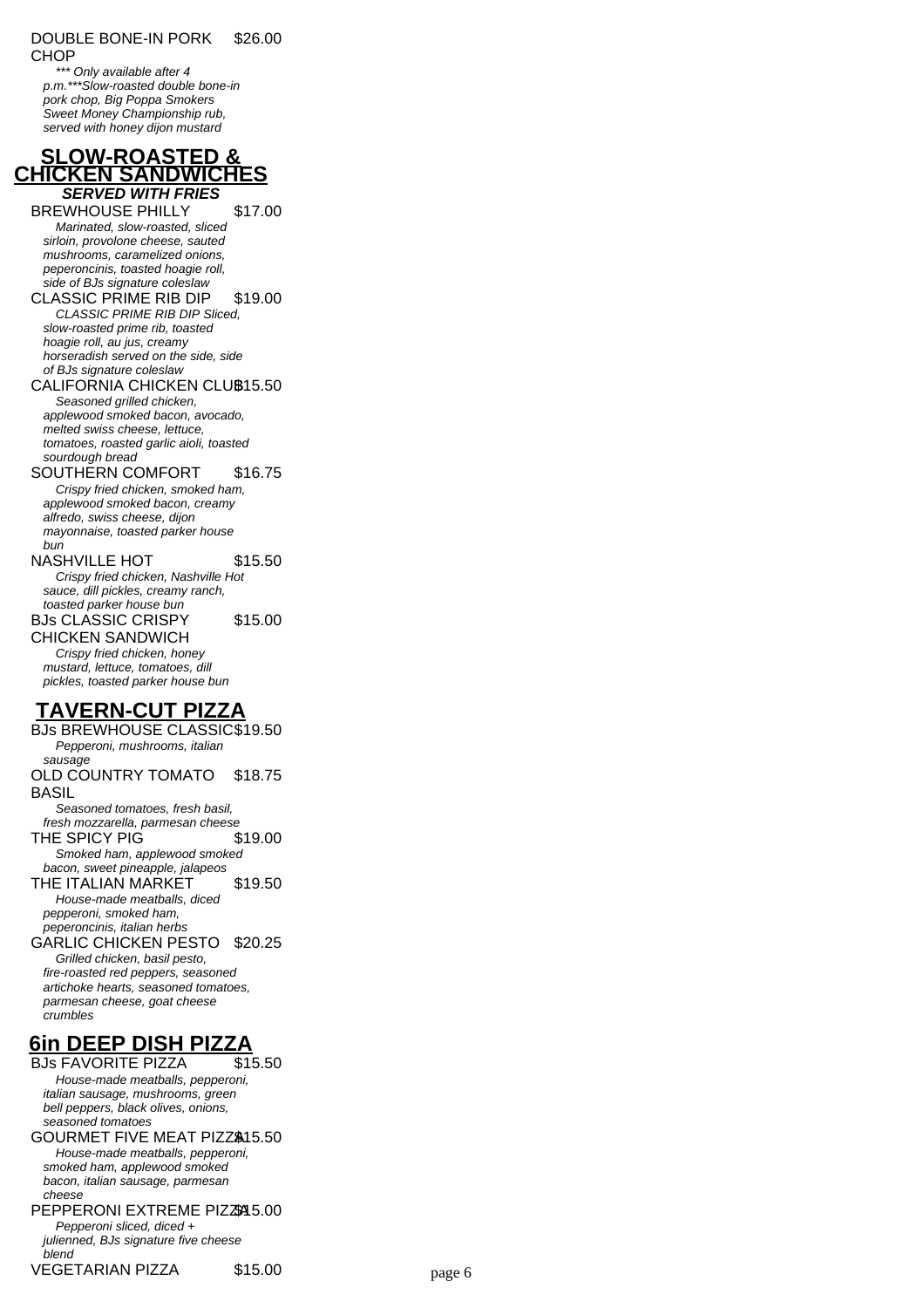DOUBLE BONE-IN PORK CHOP $26.00

*\*\*\* Only available after 4 p.m.\*\*\*Slow-roasted double bone-in pork chop, Big Poppa Smokers Sweet Money Championship rub, served with honey dijon mustard*

## SLOW-ROASTED & CHICKEN SANDWICHES

***SERVED WITH FRIES***

BREWHOUSE PHILLY $17.00

*Marinated, slow-roasted, sliced sirloin, provolone cheese, sauted mushrooms, caramelized onions, peperoncinis, toasted hoagie roll, side of BJs signature coleslaw*

CLASSIC PRIME RIB DIP $19.00

*CLASSIC PRIME RIB DIP Sliced, slow-roasted prime rib, toasted hoagie roll, au jus, creamy horseradish served on the side, side of BJs signature coleslaw*

CALIFORNIA CHICKEN CLUB $15.50

*Seasoned grilled chicken, applewood smoked bacon, avocado, melted swiss cheese, lettuce, tomatoes, roasted garlic aioli, toasted sourdough bread*

SOUTHERN COMFORT $16.75

*Crispy fried chicken, smoked ham, applewood smoked bacon, creamy alfredo, swiss cheese, dijon mayonnaise, toasted parker house bun*

NASHVILLE HOT $15.50

*Crispy fried chicken, Nashville Hot sauce, dill pickles, creamy ranch, toasted parker house bun*

BJs CLASSIC CRISPY CHICKEN SANDWICH $15.00

*Crispy fried chicken, honey mustard, lettuce, tomatoes, dill pickles, toasted parker house bun*

## TAVERN-CUT PIZZA

BJs BREWHOUSE CLASSIC $19.50

*Pepperoni, mushrooms, italian sausage*

OLD COUNTRY TOMATO BASIL $18.75

*Seasoned tomatoes, fresh basil, fresh mozzarella, parmesan cheese*

THE SPICY PIG $19.00

*Smoked ham, applewood smoked bacon, sweet pineapple, jalapeos*

THE ITALIAN MARKET $19.50

*House-made meatballs, diced pepperoni, smoked ham, peperoncinis, italian herbs*

GARLIC CHICKEN PESTO $20.25

*Grilled chicken, basil pesto, fire-roasted red peppers, seasoned artichoke hearts, seasoned tomatoes, parmesan cheese, goat cheese crumbles*

## 6in DEEP DISH PIZZA

BJs FAVORITE PIZZA $15.50

*House-made meatballs, pepperoni, italian sausage, mushrooms, green bell peppers, black olives, onions, seasoned tomatoes*

GOURMET FIVE MEAT PIZZA $15.50

*House-made meatballs, pepperoni, smoked ham, applewood smoked bacon, italian sausage, parmesan cheese*

PEPPERONI EXTREME PIZZA $15.00

*Pepperoni sliced, diced + julienned, BJs signature five cheese blend*

VEGETARIAN PIZZA $15.00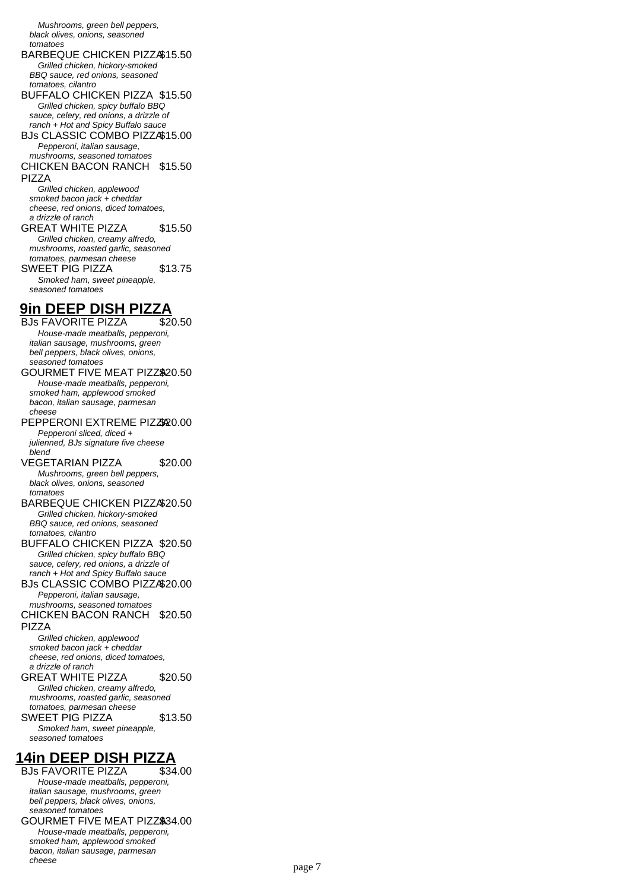Mushrooms, green bell peppers, black olives, onions, seasoned tomatoes

BARBEQUE CHICKEN PIZZA $15.50

*Grilled chicken, hickory-smoked BBQ sauce, red onions, seasoned tomatoes, cilantro*

BUFFALO CHICKEN PIZZA $15.50

*Grilled chicken, spicy buffalo BBQ sauce, celery, red onions, a drizzle of ranch + Hot and Spicy Buffalo sauce*

BJs CLASSIC COMBO PIZZA $15.00

*Pepperoni, italian sausage, mushrooms, seasoned tomatoes*

CHICKEN BACON RANCH PIZZA $15.50

*Grilled chicken, applewood smoked bacon jack + cheddar cheese, red onions, diced tomatoes, a drizzle of ranch*

GREAT WHITE PIZZA $15.50

*Grilled chicken, creamy alfredo, mushrooms, roasted garlic, seasoned tomatoes, parmesan cheese*

SWEET PIG PIZZA $13.75

*Smoked ham, sweet pineapple, seasoned tomatoes*

## 9in DEEP DISH PIZZA

BJs FAVORITE PIZZA $20.50

*House-made meatballs, pepperoni, italian sausage, mushrooms, green bell peppers, black olives, onions, seasoned tomatoes*

GOURMET FIVE MEAT PIZZA $20.50

*House-made meatballs, pepperoni, smoked ham, applewood smoked bacon, italian sausage, parmesan cheese*

PEPPERONI EXTREME PIZZA $20.00

*Pepperoni sliced, diced + julienned, BJs signature five cheese blend*

VEGETARIAN PIZZA $20.00

*Mushrooms, green bell peppers, black olives, onions, seasoned tomatoes*

BARBEQUE CHICKEN PIZZA $20.50

*Grilled chicken, hickory-smoked BBQ sauce, red onions, seasoned tomatoes, cilantro*

BUFFALO CHICKEN PIZZA $20.50

*Grilled chicken, spicy buffalo BBQ sauce, celery, red onions, a drizzle of ranch + Hot and Spicy Buffalo sauce*

BJs CLASSIC COMBO PIZZA $20.00

*Pepperoni, italian sausage, mushrooms, seasoned tomatoes*

CHICKEN BACON RANCH PIZZA $20.50

*Grilled chicken, applewood smoked bacon jack + cheddar cheese, red onions, diced tomatoes, a drizzle of ranch*

GREAT WHITE PIZZA $20.50

*Grilled chicken, creamy alfredo, mushrooms, roasted garlic, seasoned tomatoes, parmesan cheese*

SWEET PIG PIZZA $13.50

*Smoked ham, sweet pineapple, seasoned tomatoes*

## 14in DEEP DISH PIZZA

BJs FAVORITE PIZZA $34.00

*House-made meatballs, pepperoni, italian sausage, mushrooms, green bell peppers, black olives, onions, seasoned tomatoes*

GOURMET FIVE MEAT PIZZA $34.00

*House-made meatballs, pepperoni, smoked ham, applewood smoked bacon, italian sausage, parmesan cheese*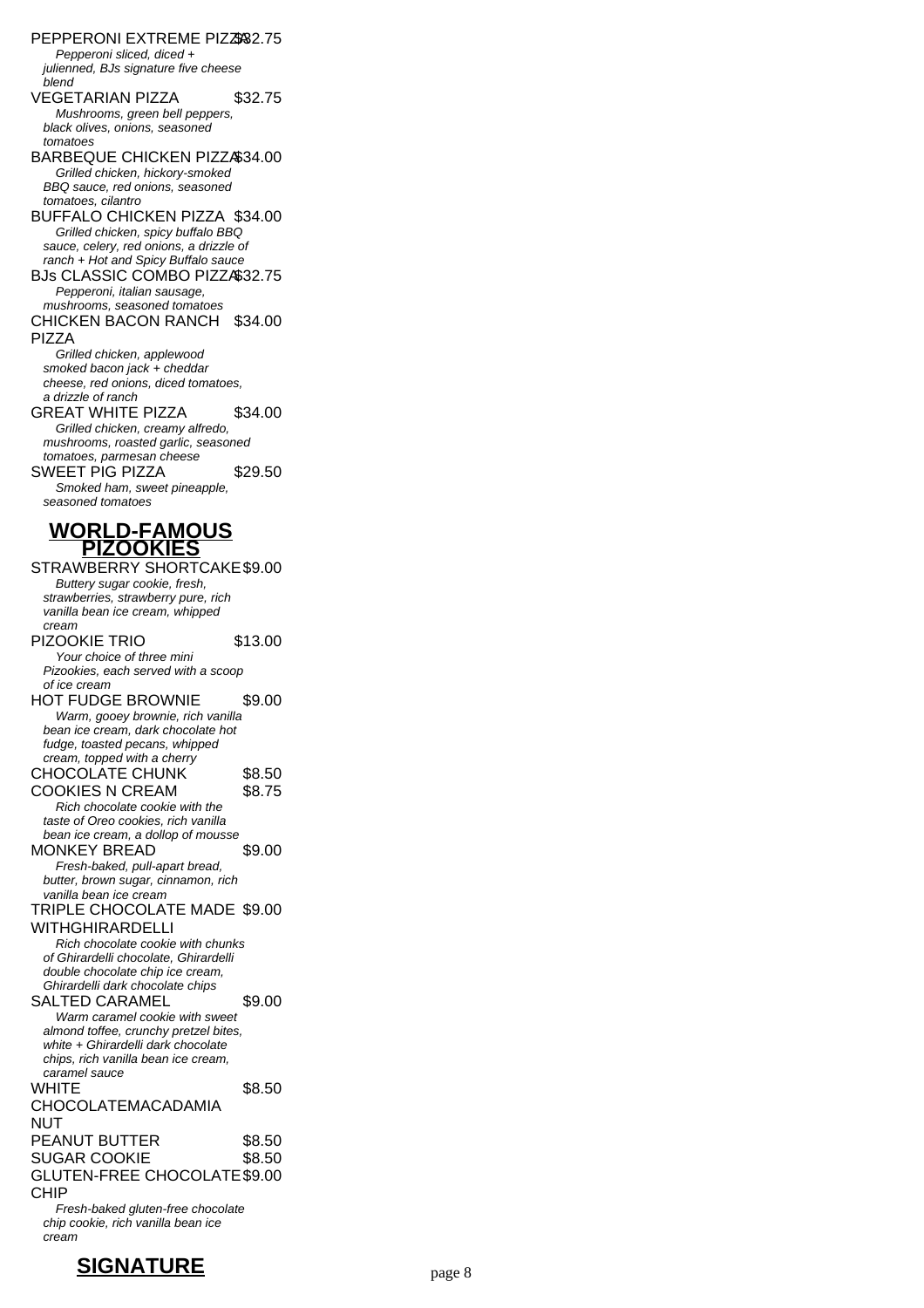PEPPERONI EXTREME PIZZA $32.75

*Pepperoni sliced, diced + julienned, BJs signature five cheese blend*

VEGETARIAN PIZZA $32.75

*Mushrooms, green bell peppers, black olives, onions, seasoned tomatoes*

BARBEQUE CHICKEN PIZZA $34.00

*Grilled chicken, hickory-smoked BBQ sauce, red onions, seasoned tomatoes, cilantro*

BUFFALO CHICKEN PIZZA $34.00

*Grilled chicken, spicy buffalo BBQ sauce, celery, red onions, a drizzle of ranch + Hot and Spicy Buffalo sauce*

BJs CLASSIC COMBO PIZZA $32.75

*Pepperoni, italian sausage, mushrooms, seasoned tomatoes*

CHICKEN BACON RANCH PIZZA $34.00

*Grilled chicken, applewood smoked bacon jack + cheddar cheese, red onions, diced tomatoes, a drizzle of ranch*

GREAT WHITE PIZZA $34.00

*Grilled chicken, creamy alfredo, mushrooms, roasted garlic, seasoned tomatoes, parmesan cheese*

SWEET PIG PIZZA $29.50

*Smoked ham, sweet pineapple, seasoned tomatoes*

## WORLD-FAMOUS PIZOOKIES

STRAWBERRY SHORTCAKE $9.00

*Buttery sugar cookie, fresh, strawberries, strawberry pure, rich vanilla bean ice cream, whipped cream*

PIZOOKIE TRIO $13.00

*Your choice of three mini Pizookies, each served with a scoop of ice cream*

HOT FUDGE BROWNIE $9.00

*Warm, gooey brownie, rich vanilla bean ice cream, dark chocolate hot fudge, toasted pecans, whipped cream, topped with a cherry*

CHOCOLATE CHUNK $8.50

COOKIES N CREAM $8.75

*Rich chocolate cookie with the taste of Oreo cookies, rich vanilla bean ice cream, a dollop of mousse*

MONKEY BREAD $9.00

*Fresh-baked, pull-apart bread, butter, brown sugar, cinnamon, rich vanilla bean ice cream*

TRIPLE CHOCOLATE MADE WITHGHIRARDELLI $9.00

*Rich chocolate cookie with chunks of Ghirardelli chocolate, Ghirardelli double chocolate chip ice cream, Ghirardelli dark chocolate chips*

SALTED CARAMEL $9.00

*Warm caramel cookie with sweet almond toffee, crunchy pretzel bites, white + Ghirardelli dark chocolate chips, rich vanilla bean ice cream, caramel sauce*

WHITE CHOCOLATEMACADAMIA NUT $8.50

PEANUT BUTTER $8.50

SUGAR COOKIE $8.50

GLUTEN-FREE CHOCOLATE CHIP $9.00

*Fresh-baked gluten-free chocolate chip cookie, rich vanilla bean ice cream*

## SIGNATURE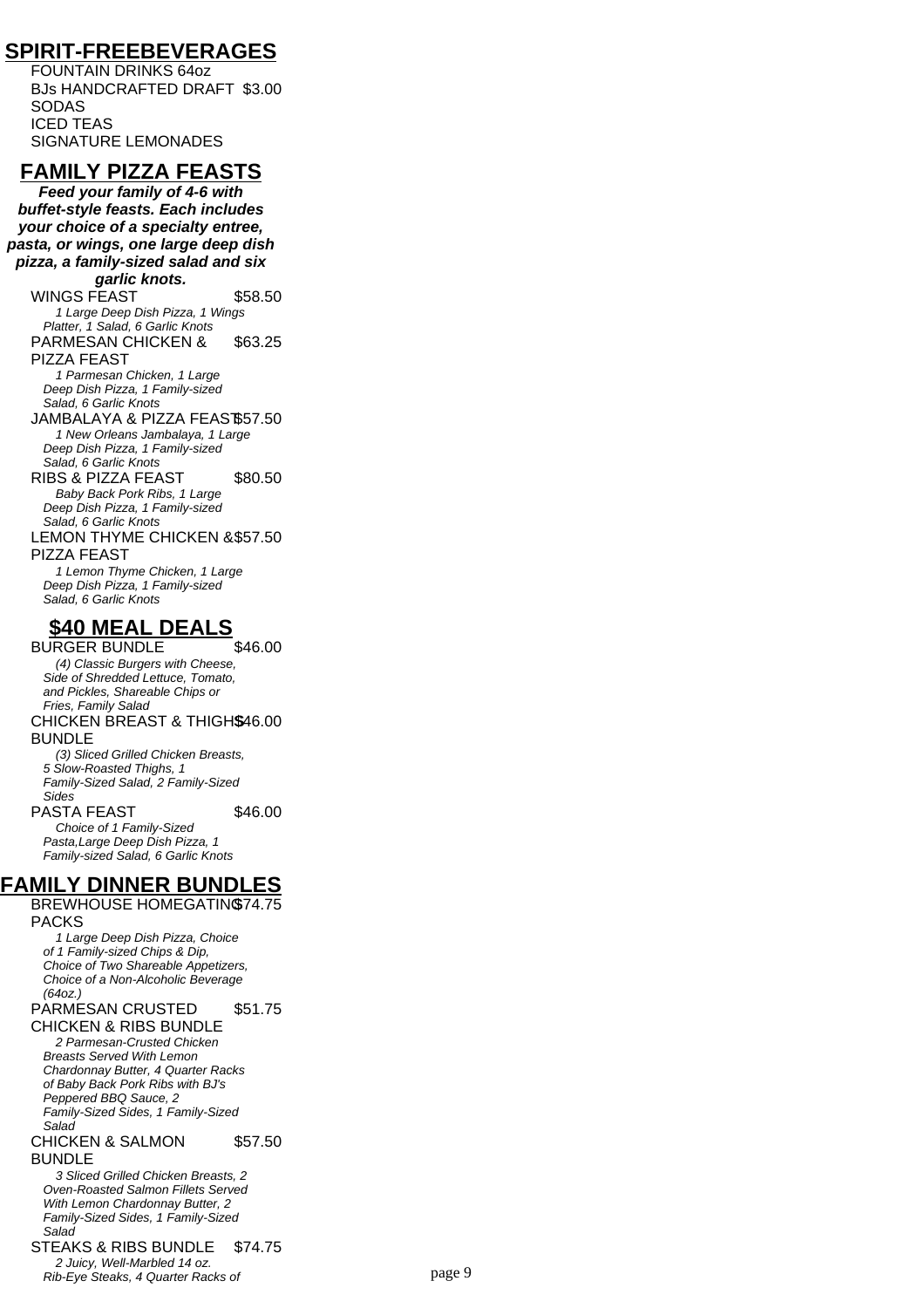## SPIRIT-FREEBEVERAGES

FOUNTAIN DRINKS 64oz

BJs HANDCRAFTED DRAFT $3.00

SODAS

ICED TEAS

SIGNATURE LEMONADES

## FAMILY PIZZA FEASTS

***Feed your family of 4-6 with buffet-style feasts. Each includes your choice of a specialty entree, pasta, or wings, one large deep dish pizza, a family-sized salad and six garlic knots.***

WINGS FEAST $58.50

*1 Large Deep Dish Pizza, 1 Wings Platter, 1 Salad, 6 Garlic Knots*

PARMESAN CHICKEN & PIZZA FEAST $63.25

*1 Parmesan Chicken, 1 Large Deep Dish Pizza, 1 Family-sized Salad, 6 Garlic Knots*

JAMBALAYA & PIZZA FEAST $57.50

*1 New Orleans Jambalaya, 1 Large Deep Dish Pizza, 1 Family-sized Salad, 6 Garlic Knots*

RIBS & PIZZA FEAST $80.50

*Baby Back Pork Ribs, 1 Large Deep Dish Pizza, 1 Family-sized Salad, 6 Garlic Knots*

LEMON THYME CHICKEN & PIZZA FEAST $57.50

*1 Lemon Thyme Chicken, 1 Large Deep Dish Pizza, 1 Family-sized Salad, 6 Garlic Knots*

## $40 MEAL DEALS

BURGER BUNDLE $46.00

*(4) Classic Burgers with Cheese, Side of Shredded Lettuce, Tomato, and Pickles, Shareable Chips or Fries, Family Salad*

CHICKEN BREAST & THIGHS BUNDLE $46.00

*(3) Sliced Grilled Chicken Breasts, 5 Slow-Roasted Thighs, 1 Family-Sized Salad, 2 Family-Sized Sides*

PASTA FEAST $46.00

*Choice of 1 Family-Sized Pasta,Large Deep Dish Pizza, 1 Family-sized Salad, 6 Garlic Knots*

## FAMILY DINNER BUNDLES

BREWHOUSE HOMEGATING PACKS $74.75

*1 Large Deep Dish Pizza, Choice of 1 Family-sized Chips & Dip, Choice of Two Shareable Appetizers, Choice of a Non-Alcoholic Beverage (64oz.)*

PARMESAN CRUSTED CHICKEN & RIBS BUNDLE $51.75

*2 Parmesan-Crusted Chicken Breasts Served With Lemon Chardonnay Butter, 4 Quarter Racks of Baby Back Pork Ribs with BJ's Peppered BBQ Sauce, 2 Family-Sized Sides, 1 Family-Sized Salad*

CHICKEN & SALMON BUNDLE $57.50

*3 Sliced Grilled Chicken Breasts, 2 Oven-Roasted Salmon Fillets Served With Lemon Chardonnay Butter, 2 Family-Sized Sides, 1 Family-Sized Salad*

STEAKS & RIBS BUNDLE $74.75

*2 Juicy, Well-Marbled 14 oz. Rib-Eye Steaks, 4 Quarter Racks of*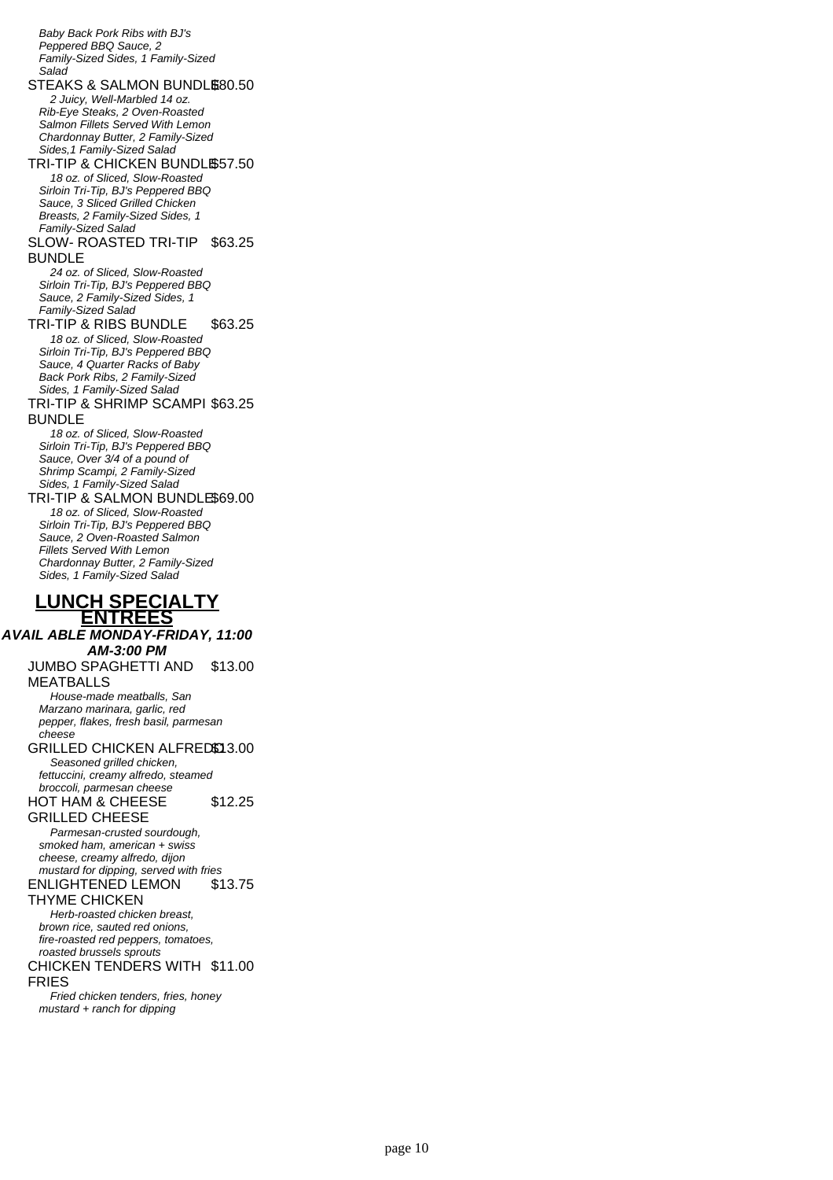*Baby Back Pork Ribs with BJ's Peppered BBQ Sauce, 2 Family-Sized Sides, 1 Family-Sized Salad*

STEAKS & SALMON BUNDLE $80.50

*2 Juicy, Well-Marbled 14 oz. Rib-Eye Steaks, 2 Oven-Roasted Salmon Fillets Served With Lemon Chardonnay Butter, 2 Family-Sized Sides,1 Family-Sized Salad*

TRI-TIP & CHICKEN BUNDLE $57.50

*18 oz. of Sliced, Slow-Roasted Sirloin Tri-Tip, BJ's Peppered BBQ Sauce, 3 Sliced Grilled Chicken Breasts, 2 Family-Sized Sides, 1 Family-Sized Salad*

SLOW- ROASTED TRI-TIP BUNDLE $63.25

*24 oz. of Sliced, Slow-Roasted Sirloin Tri-Tip, BJ's Peppered BBQ Sauce, 2 Family-Sized Sides, 1 Family-Sized Salad*

TRI-TIP & RIBS BUNDLE $63.25

*18 oz. of Sliced, Slow-Roasted Sirloin Tri-Tip, BJ's Peppered BBQ Sauce, 4 Quarter Racks of Baby Back Pork Ribs, 2 Family-Sized Sides, 1 Family-Sized Salad*

TRI-TIP & SHRIMP SCAMPI BUNDLE $63.25

*18 oz. of Sliced, Slow-Roasted Sirloin Tri-Tip, BJ's Peppered BBQ Sauce, Over 3/4 of a pound of Shrimp Scampi, 2 Family-Sized Sides, 1 Family-Sized Salad*

TRI-TIP & SALMON BUNDLE $69.00

*18 oz. of Sliced, Slow-Roasted Sirloin Tri-Tip, BJ's Peppered BBQ Sauce, 2 Oven-Roasted Salmon Fillets Served With Lemon Chardonnay Butter, 2 Family-Sized Sides, 1 Family-Sized Salad*

## LUNCH SPECIALTY ENTREES

***AVAIL ABLE MONDAY-FRIDAY, 11:00 AM-3:00 PM***

JUMBO SPAGHETTI AND MEATBALLS $13.00

*House-made meatballs, San Marzano marinara, garlic, red pepper, flakes, fresh basil, parmesan cheese*

GRILLED CHICKEN ALFREDO $13.00

*Seasoned grilled chicken, fettuccini, creamy alfredo, steamed broccoli, parmesan cheese*

HOT HAM & CHEESE GRILLED CHEESE $12.25

*Parmesan-crusted sourdough, smoked ham, american + swiss cheese, creamy alfredo, dijon mustard for dipping, served with fries*

ENLIGHTENED LEMON THYME CHICKEN $13.75

*Herb-roasted chicken breast, brown rice, sauted red onions, fire-roasted red peppers, tomatoes, roasted brussels sprouts*

CHICKEN TENDERS WITH FRIES $11.00

*Fried chicken tenders, fries, honey mustard + ranch for dipping*